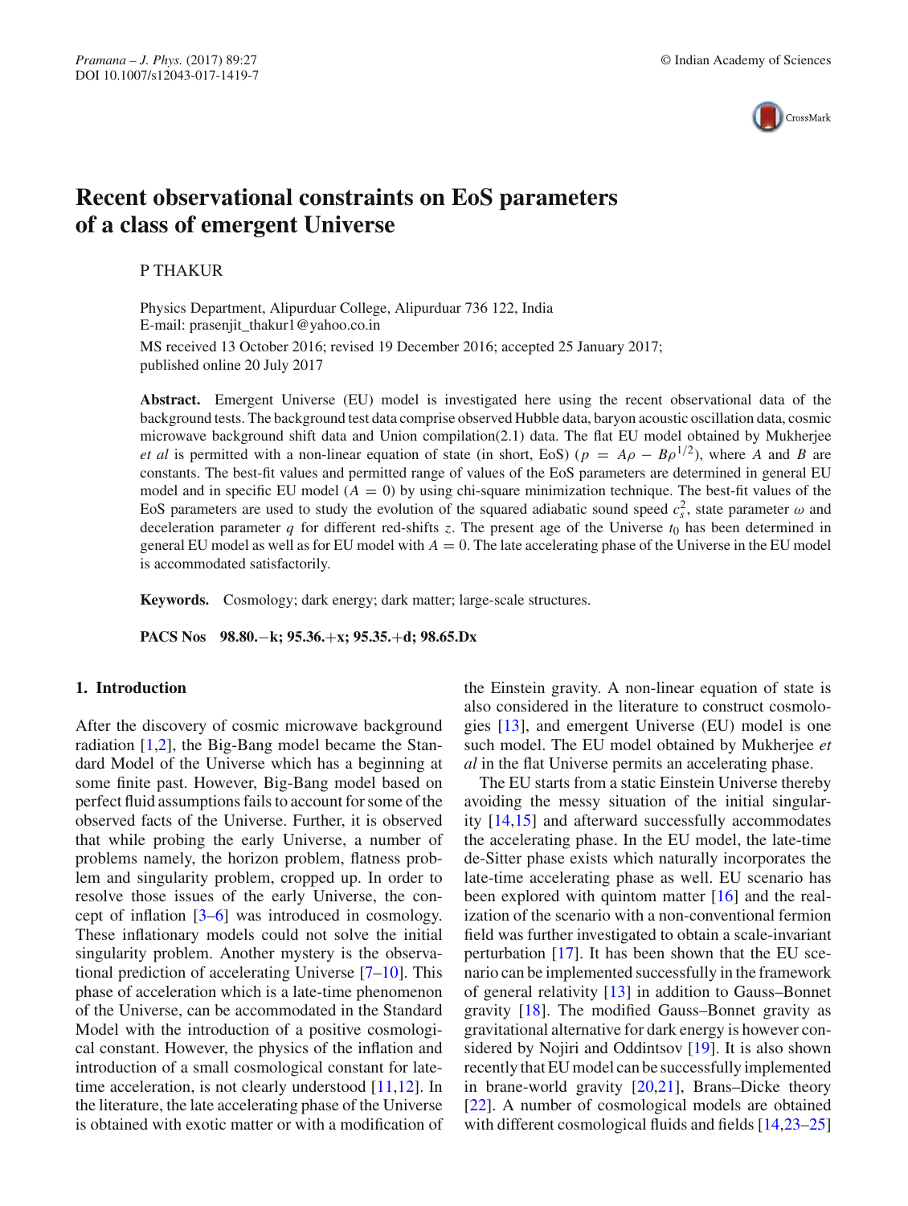# Recent observational constraints on EoS parameters of a class of emergent Universe

P THAKUR

Physics Department, Alipurduar College, Alipurduar 736 122, India
E-mail: prasenjit_thakur1@yahoo.co.in

MS received 13 October 2016; revised 19 December 2016; accepted 25 January 2017; published online 20 July 2017

**Abstract.** Emergent Universe (EU) model is investigated here using the recent observational data of the background tests. The background test data comprise observed Hubble data, baryon acoustic oscillation data, cosmic microwave background shift data and Union compilation(2.1) data. The flat EU model obtained by Mukherjee *et al* is permitted with a non-linear equation of state (in short, EoS) ($p = A\rho - B\rho^{1/2}$), where $A$ and $B$ are constants. The best-fit values and permitted range of values of the EoS parameters are determined in general EU model and in specific EU model ($A = 0$) by using chi-square minimization technique. The best-fit values of the EoS parameters are used to study the evolution of the squared adiabatic sound speed $c_s^2$, state parameter $\omega$ and deceleration parameter $q$ for different red-shifts $z$. The present age of the Universe $t_0$ has been determined in general EU model as well as for EU model with $A = 0$. The late accelerating phase of the Universe in the EU model is accommodated satisfactorily.

**Keywords.** Cosmology; dark energy; dark matter; large-scale structures.

**PACS Nos** 98.80.−k; 95.36.+x; 95.35.+d; 98.65.Dx

## 1. Introduction

After the discovery of cosmic microwave background radiation [1,2], the Big-Bang model became the Standard Model of the Universe which has a beginning at some finite past. However, Big-Bang model based on perfect fluid assumptions fails to account for some of the observed facts of the Universe. Further, it is observed that while probing the early Universe, a number of problems namely, the horizon problem, flatness problem and singularity problem, cropped up. In order to resolve those issues of the early Universe, the concept of inflation [3–6] was introduced in cosmology. These inflationary models could not solve the initial singularity problem. Another mystery is the observational prediction of accelerating Universe [7–10]. This phase of acceleration which is a late-time phenomenon of the Universe, can be accommodated in the Standard Model with the introduction of a positive cosmological constant. However, the physics of the inflation and introduction of a small cosmological constant for late-time acceleration, is not clearly understood [11,12]. In the literature, the late accelerating phase of the Universe is obtained with exotic matter or with a modification of the Einstein gravity. A non-linear equation of state is also considered in the literature to construct cosmologies [13], and emergent Universe (EU) model is one such model. The EU model obtained by Mukherjee *et al* in the flat Universe permits an accelerating phase.

The EU starts from a static Einstein Universe thereby avoiding the messy situation of the initial singularity [14,15] and afterward successfully accommodates the accelerating phase. In the EU model, the late-time de-Sitter phase exists which naturally incorporates the late-time accelerating phase as well. EU scenario has been explored with quintom matter [16] and the realization of the scenario with a non-conventional fermion field was further investigated to obtain a scale-invariant perturbation [17]. It has been shown that the EU scenario can be implemented successfully in the framework of general relativity [13] in addition to Gauss–Bonnet gravity [18]. The modified Gauss–Bonnet gravity as gravitational alternative for dark energy is however considered by Nojiri and Oddintsov [19]. It is also shown recently that EU model can be successfully implemented in brane-world gravity [20,21], Brans–Dicke theory [22]. A number of cosmological models are obtained with different cosmological fluids and fields [14,23–25]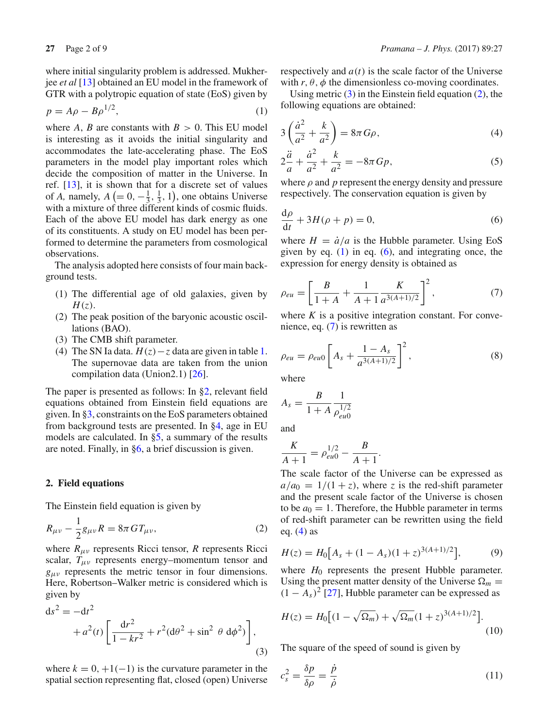where initial singularity problem is addressed. Mukherjee *et al* [13] obtained an EU model in the framework of GTR with a polytropic equation of state (EoS) given by

$$p = A\rho - B\rho^{1/2}, \tag{1}$$

where $A$, $B$ are constants with $B > 0$. This EU model is interesting as it avoids the initial singularity and accommodates the late-accelerating phase. The EoS parameters in the model play important roles which decide the composition of matter in the Universe. In ref. [13], it is shown that for a discrete set of values of $A$, namely, $A \left(= 0, -\frac{1}{3}, \frac{1}{3}, 1\right)$, one obtains Universe with a mixture of three different kinds of cosmic fluids. Each of the above EU model has dark energy as one of its constituents. A study on EU model has been performed to determine the parameters from cosmological observations.

The analysis adopted here consists of four main background tests.

1. The differential age of old galaxies, given by $H(z)$.
2. The peak position of the baryonic acoustic oscillations (BAO).
3. The CMB shift parameter.
4. The SN Ia data. $H(z)-z$ data are given in table 1. The supernovae data are taken from the union compilation data (Union2.1) [26].

The paper is presented as follows: In §2, relevant field equations obtained from Einstein field equations are given. In §3, constraints on the EoS parameters obtained from background tests are presented. In §4, age in EU models are calculated. In §5, a summary of the results are noted. Finally, in §6, a brief discussion is given.

## 2. Field equations

The Einstein field equation is given by

$$R_{\mu\nu} - \frac{1}{2}g_{\mu\nu}R = 8\pi G T_{\mu\nu}, \tag{2}$$

where $R_{\mu\nu}$ represents Ricci tensor, $R$ represents Ricci scalar, $T_{\mu\nu}$ represents energy–momentum tensor and $g_{\mu\nu}$ represents the metric tensor in four dimensions. Here, Robertson–Walker metric is considered which is given by

$$\mathrm{d}s^2 = -\mathrm{d}t^2 + a^2(t)\left[\frac{\mathrm{d}r^2}{1-kr^2} + r^2(\mathrm{d}\theta^2 + \sin^2\,\theta\;\mathrm{d}\phi^2)\right], \tag{3}$$

where $k = 0, +1(-1)$ is the curvature parameter in the spatial section representing flat, closed (open) Universe respectively and $a(t)$ is the scale factor of the Universe with $r, \theta, \phi$ the dimensionless co-moving coordinates.

Using metric (3) in the Einstein field equation (2), the following equations are obtained:

$$3\left(\frac{\dot{a}^2}{a^2} + \frac{k}{a^2}\right) = 8\pi G\rho, \tag{4}$$

$$2\frac{\ddot{a}}{a} + \frac{\dot{a}^2}{a^2} + \frac{k}{a^2} = -8\pi G p, \tag{5}$$

where $\rho$ and $p$ represent the energy density and pressure respectively. The conservation equation is given by

$$\frac{\mathrm{d}\rho}{\mathrm{d}t} + 3H(\rho + p) = 0, \tag{6}$$

where $H = \dot{a}/a$ is the Hubble parameter. Using EoS given by eq. (1) in eq. (6), and integrating once, the expression for energy density is obtained as

$$\rho_{eu} = \left[\frac{B}{1+A} + \frac{1}{A+1}\frac{K}{a^{3(A+1)/2}}\right]^2, \tag{7}$$

where $K$ is a positive integration constant. For convenience, eq. (7) is rewritten as

$$\rho_{eu} = \rho_{eu0}\left[A_s + \frac{1-A_s}{a^{3(A+1)/2}}\right]^2, \tag{8}$$

where

$$A_s = \frac{B}{1+A}\frac{1}{\rho_{eu0}^{1/2}}$$

and

$$\frac{K}{A+1} = \rho_{eu0}^{1/2} - \frac{B}{A+1}.$$

The scale factor of the Universe can be expressed as $a/a_0 = 1/(1+z)$, where $z$ is the red-shift parameter and the present scale factor of the Universe is chosen to be $a_0 = 1$. Therefore, the Hubble parameter in terms of red-shift parameter can be rewritten using the field eq. (4) as

$$H(z) = H_0\left[A_s + (1-A_s)(1+z)^{3(A+1)/2}\right], \tag{9}$$

where $H_0$ represents the present Hubble parameter. Using the present matter density of the Universe $\Omega_m = (1-A_s)^2$ [27], Hubble parameter can be expressed as

$$H(z) = H_0\left[(1-\sqrt{\Omega_m}) + \sqrt{\Omega_m}(1+z)^{3(A+1)/2}\right]. \tag{10}$$

The square of the speed of sound is given by

$$c_s^2 = \frac{\delta p}{\delta\rho} = \frac{\dot{p}}{\dot{\rho}} \tag{11}$$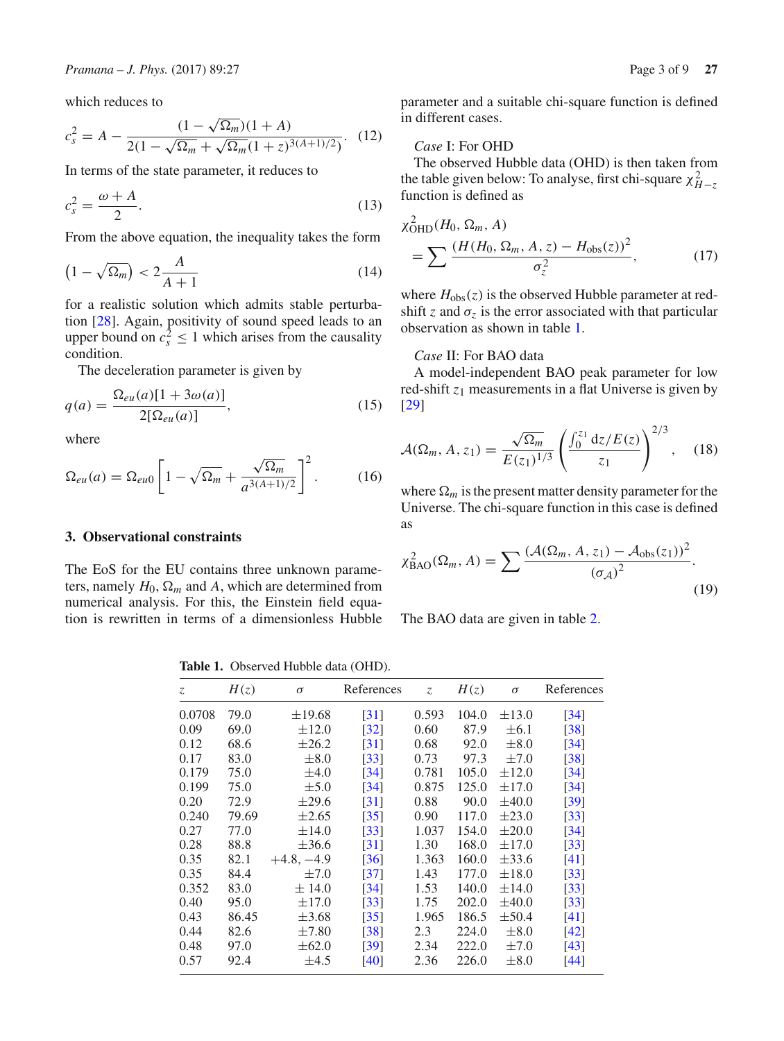which reduces to

$$c_s^2 = A - \frac{(1-\sqrt{\Omega_m})(1+A)}{2(1-\sqrt{\Omega_m}+\sqrt{\Omega_m}(1+z)^{3(A+1)/2})}. \quad (12)$$

In terms of the state parameter, it reduces to

$$c_s^2 = \frac{\omega + A}{2}. \quad (13)$$

From the above equation, the inequality takes the form

$$\left(1-\sqrt{\Omega_m}\right) < 2\frac{A}{A+1} \quad (14)$$

for a realistic solution which admits stable perturbation [28]. Again, positivity of sound speed leads to an upper bound on $c_s^2 \leq 1$ which arises from the causality condition.

The deceleration parameter is given by

$$q(a) = \frac{\Omega_{eu}(a)[1+3\omega(a)]}{2[\Omega_{eu}(a)]}, \quad (15)$$

where

$$\Omega_{eu}(a) = \Omega_{eu0}\left[1-\sqrt{\Omega_m}+\frac{\sqrt{\Omega_m}}{a^{3(A+1)/2}}\right]^2. \quad (16)$$

## 3. Observational constraints

The EoS for the EU contains three unknown parameters, namely $H_0$, $\Omega_m$ and $A$, which are determined from numerical analysis. For this, the Einstein field equation is rewritten in terms of a dimensionless Hubble parameter and a suitable chi-square function is defined in different cases.

*Case* I: For OHD

The observed Hubble data (OHD) is then taken from the table given below: To analyse, first chi-square $\chi^2_{H-z}$ function is defined as

$$\chi^2_{\text{OHD}}(H_0, \Omega_m, A) = \sum \frac{(H(H_0, \Omega_m, A, z) - H_{\text{obs}}(z))^2}{\sigma_z^2}, \quad (17)$$

where $H_{\text{obs}}(z)$ is the observed Hubble parameter at redshift $z$ and $\sigma_z$ is the error associated with that particular observation as shown in table 1.

*Case* II: For BAO data

A model-independent BAO peak parameter for low red-shift $z_1$ measurements in a flat Universe is given by [29]

$$\mathcal{A}(\Omega_m, A, z_1) = \frac{\sqrt{\Omega_m}}{E(z_1)^{1/3}}\left(\frac{\int_0^{z_1} \mathrm{d}z/E(z)}{z_1}\right)^{2/3}, \quad (18)$$

where $\Omega_m$ is the present matter density parameter for the Universe. The chi-square function in this case is defined as

$$\chi^2_{\text{BAO}}(\Omega_m, A) = \sum \frac{(\mathcal{A}(\Omega_m, A, z_1) - \mathcal{A}_{\text{obs}}(z_1))^2}{(\sigma_{\mathcal{A}})^2}. \quad (19)$$

The BAO data are given in table 2.

**Table 1.** Observed Hubble data (OHD).

| $z$ | $H(z)$ | $\sigma$ | References | $z$ | $H(z)$ | $\sigma$ | References |
|---|---|---|---|---|---|---|---|
| 0.0708 | 79.0 | ±19.68 | [31] | 0.593 | 104.0 | ±13.0 | [34] |
| 0.09 | 69.0 | ±12.0 | [32] | 0.60 | 87.9 | ±6.1 | [38] |
| 0.12 | 68.6 | ±26.2 | [31] | 0.68 | 92.0 | ±8.0 | [34] |
| 0.17 | 83.0 | ±8.0 | [33] | 0.73 | 97.3 | ±7.0 | [38] |
| 0.179 | 75.0 | ±4.0 | [34] | 0.781 | 105.0 | ±12.0 | [34] |
| 0.199 | 75.0 | ±5.0 | [34] | 0.875 | 125.0 | ±17.0 | [34] |
| 0.20 | 72.9 | ±29.6 | [31] | 0.88 | 90.0 | ±40.0 | [39] |
| 0.240 | 79.69 | ±2.65 | [35] | 0.90 | 117.0 | ±23.0 | [33] |
| 0.27 | 77.0 | ±14.0 | [33] | 1.037 | 154.0 | ±20.0 | [34] |
| 0.28 | 88.8 | ±36.6 | [31] | 1.30 | 168.0 | ±17.0 | [33] |
| 0.35 | 82.1 | +4.8, −4.9 | [36] | 1.363 | 160.0 | ±33.6 | [41] |
| 0.35 | 84.4 | ±7.0 | [37] | 1.43 | 177.0 | ±18.0 | [33] |
| 0.352 | 83.0 | ± 14.0 | [34] | 1.53 | 140.0 | ±14.0 | [33] |
| 0.40 | 95.0 | ±17.0 | [33] | 1.75 | 202.0 | ±40.0 | [33] |
| 0.43 | 86.45 | ±3.68 | [35] | 1.965 | 186.5 | ±50.4 | [41] |
| 0.44 | 82.6 | ±7.80 | [38] | 2.3 | 224.0 | ±8.0 | [42] |
| 0.48 | 97.0 | ±62.0 | [39] | 2.34 | 222.0 | ±7.0 | [43] |
| 0.57 | 92.4 | ±4.5 | [40] | 2.36 | 226.0 | ±8.0 | [44] |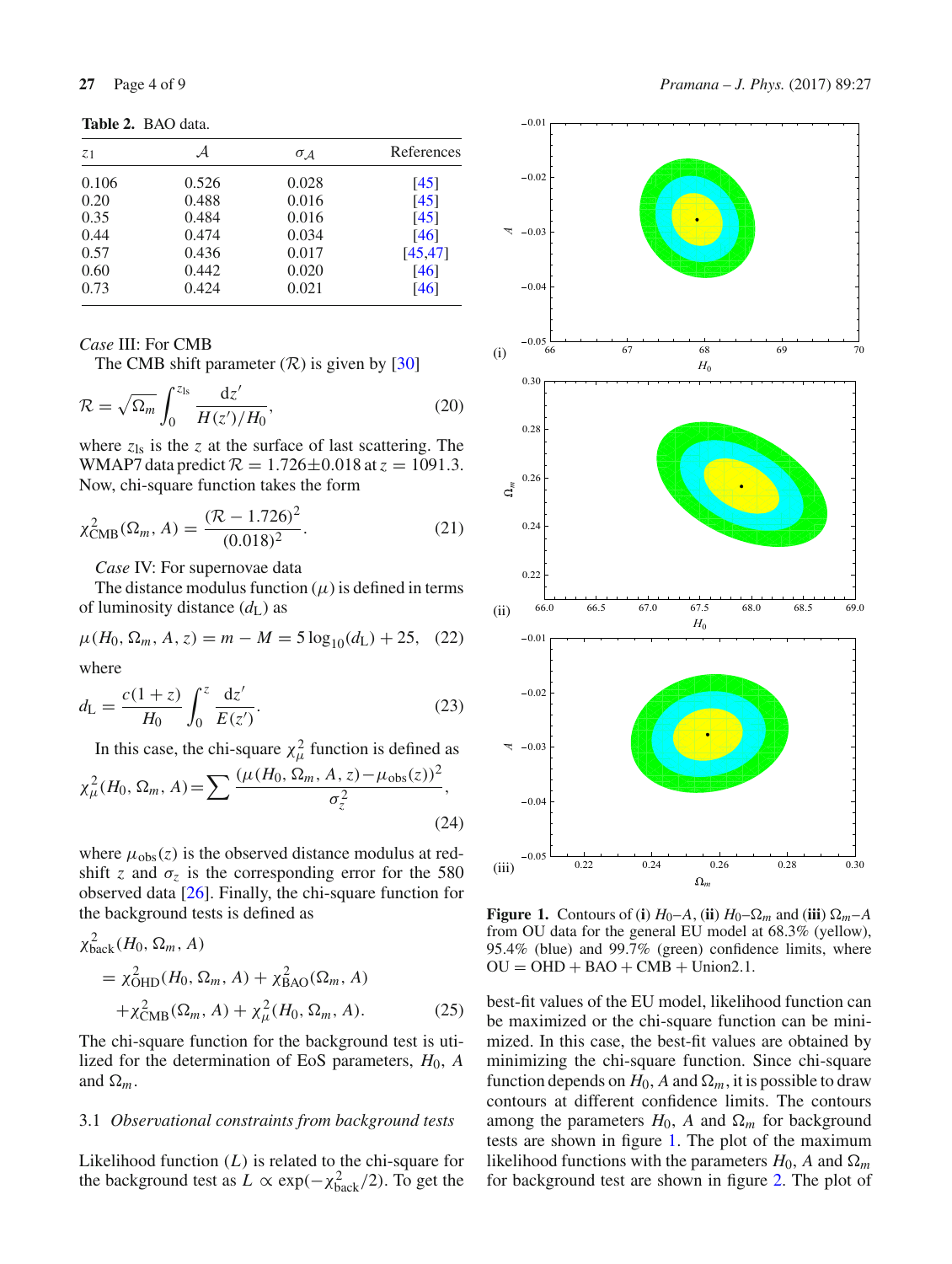**Table 2.** BAO data.

| $z_1$ | $\mathcal{A}$ | $\sigma_{\mathcal{A}}$ | References |
|---|---|---|---|
| 0.106 | 0.526 | 0.028 | [45] |
| 0.20 | 0.488 | 0.016 | [45] |
| 0.35 | 0.484 | 0.016 | [45] |
| 0.44 | 0.474 | 0.034 | [46] |
| 0.57 | 0.436 | 0.017 | [45,47] |
| 0.60 | 0.442 | 0.020 | [46] |
| 0.73 | 0.424 | 0.021 | [46] |

*Case* III: For CMB

The CMB shift parameter ($\mathcal{R}$) is given by [30]

$$\mathcal{R} = \sqrt{\Omega_m} \int_0^{z_{\text{ls}}} \frac{\mathrm{d}z'}{H(z')/H_0}, \tag{20}$$

where $z_{\text{ls}}$ is the $z$ at the surface of last scattering. The WMAP7 data predict $\mathcal{R} = 1.726 \pm 0.018$ at $z = 1091.3$. Now, chi-square function takes the form

$$\chi^2_{\text{CMB}}(\Omega_m, A) = \frac{(\mathcal{R} - 1.726)^2}{(0.018)^2}. \tag{21}$$

*Case* IV: For supernovae data

The distance modulus function ($\mu$) is defined in terms of luminosity distance ($d_{\text{L}}$) as

$$\mu(H_0, \Omega_m, A, z) = m - M = 5\log_{10}(d_{\text{L}}) + 25, \tag{22}$$

where

$$d_{\text{L}} = \frac{c(1+z)}{H_0} \int_0^z \frac{\mathrm{d}z'}{E(z')}. \tag{23}$$

In this case, the chi-square $\chi^2_\mu$ function is defined as

$$\chi^2_\mu(H_0, \Omega_m, A) = \sum \frac{(\mu(H_0, \Omega_m, A, z) - \mu_{\text{obs}}(z))^2}{\sigma_z^2}, \tag{24}$$

where $\mu_{\text{obs}}(z)$ is the observed distance modulus at redshift $z$ and $\sigma_z$ is the corresponding error for the 580 observed data [26]. Finally, the chi-square function for the background tests is defined as

$$\begin{aligned} &\chi^2_{\text{back}}(H_0, \Omega_m, A) \\ &\quad = \chi^2_{\text{OHD}}(H_0, \Omega_m, A) + \chi^2_{\text{BAO}}(\Omega_m, A) \\ &\qquad + \chi^2_{\text{CMB}}(\Omega_m, A) + \chi^2_\mu(H_0, \Omega_m, A). \end{aligned} \tag{25}$$

The chi-square function for the background test is utilized for the determination of EoS parameters, $H_0$, $A$ and $\Omega_m$.

### 3.1 *Observational constraints from background tests*

Likelihood function ($L$) is related to the chi-square for the background test as $L \propto \exp(-\chi^2_{\text{back}}/2)$. To get the best-fit values of the EU model, likelihood function can be maximized or the chi-square function can be minimized. In this case, the best-fit values are obtained by minimizing the chi-square function. Since chi-square function depends on $H_0$, $A$ and $\Omega_m$, it is possible to draw contours at different confidence limits. The contours among the parameters $H_0$, $A$ and $\Omega_m$ for background tests are shown in figure 1. The plot of the maximum likelihood functions with the parameters $H_0$, $A$ and $\Omega_m$ for background test are shown in figure 2. The plot of

**Figure 1.** Contours of (**i**) $H_0$–$A$, (**ii**) $H_0$–$\Omega_m$ and (**iii**) $\Omega_m$–$A$ from OU data for the general EU model at 68.3% (yellow), 95.4% (blue) and 99.7% (green) confidence limits, where OU = OHD + BAO + CMB + Union2.1.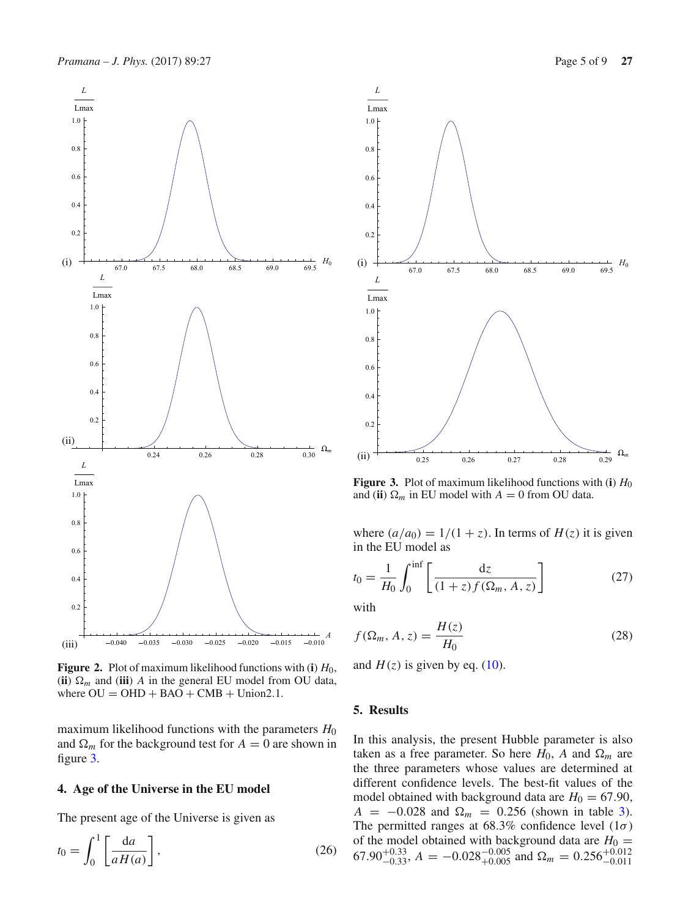**Figure 2.** Plot of maximum likelihood functions with (**i**) $H_0$, (**ii**) $\Omega_m$ and (**iii**) $A$ in the general EU model from OU data, where OU = OHD + BAO + CMB + Union2.1.

maximum likelihood functions with the parameters $H_0$ and $\Omega_m$ for the background test for $A = 0$ are shown in figure 3.

**Figure 3.** Plot of maximum likelihood functions with (**i**) $H_0$ and (**ii**) $\Omega_m$ in EU model with $A = 0$ from OU data.

## 4. Age of the Universe in the EU model

The present age of the Universe is given as

$$t_0 = \int_0^1 \left[\frac{\mathrm{d}a}{aH(a)}\right], \tag{26}$$

where $(a/a_0) = 1/(1+z)$. In terms of $H(z)$ it is given in the EU model as

$$t_0 = \frac{1}{H_0}\int_0^{\inf}\left[\frac{\mathrm{d}z}{(1+z)f(\Omega_m, A, z)}\right] \tag{27}$$

with

$$f(\Omega_m, A, z) = \frac{H(z)}{H_0} \tag{28}$$

and $H(z)$ is given by eq. (10).

## 5. Results

In this analysis, the present Hubble parameter is also taken as a free parameter. So here $H_0$, $A$ and $\Omega_m$ are the three parameters whose values are determined at different confidence levels. The best-fit values of the model obtained with background data are $H_0 = 67.90$, $A = -0.028$ and $\Omega_m = 0.256$ (shown in table 3). The permitted ranges at 68.3% confidence level ($1\sigma$) of the model obtained with background data are $H_0 = 67.90^{+0.33}_{-0.33}$, $A = -0.028^{-0.005}_{+0.005}$ and $\Omega_m = 0.256^{+0.012}_{-0.011}$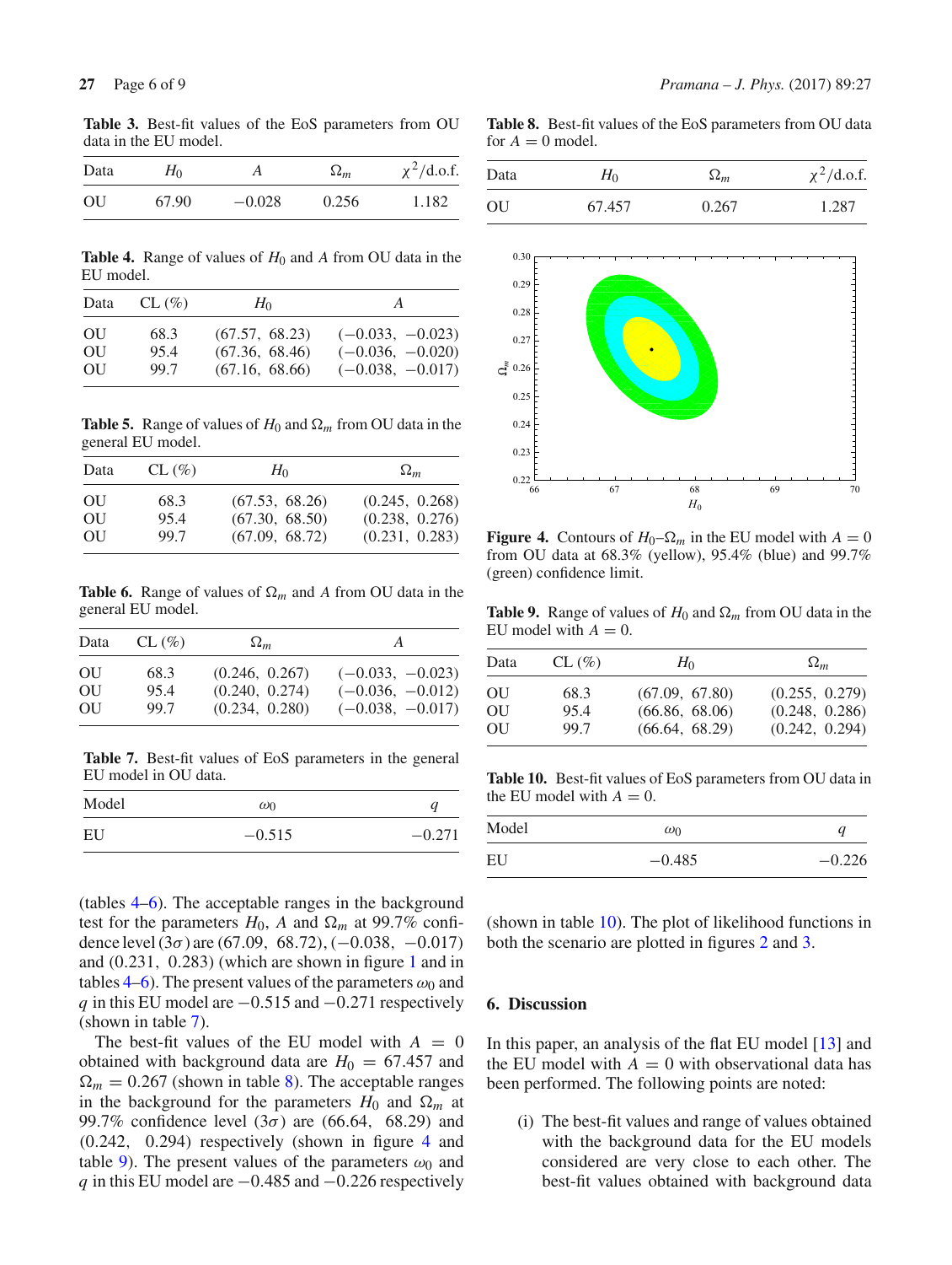**Table 3.** Best-fit values of the EoS parameters from OU data in the EU model.

| Data | $H_0$ | $A$ | $\Omega_m$ | $\chi^2$/d.o.f. |
|---|---|---|---|---|
| OU | 67.90 | $-0.028$ | 0.256 | 1.182 |

**Table 4.** Range of values of $H_0$ and $A$ from OU data in the EU model.

| Data | CL (%) | $H_0$ | $A$ |
|---|---|---|---|
| OU | 68.3 | (67.57, 68.23) | ($-0.033$, $-0.023$) |
| OU | 95.4 | (67.36, 68.46) | ($-0.036$, $-0.020$) |
| OU | 99.7 | (67.16, 68.66) | ($-0.038$, $-0.017$) |

**Table 5.** Range of values of $H_0$ and $\Omega_m$ from OU data in the general EU model.

| Data | CL (%) | $H_0$ | $\Omega_m$ |
|---|---|---|---|
| OU | 68.3 | (67.53, 68.26) | (0.245, 0.268) |
| OU | 95.4 | (67.30, 68.50) | (0.238, 0.276) |
| OU | 99.7 | (67.09, 68.72) | (0.231, 0.283) |

**Table 6.** Range of values of $\Omega_m$ and $A$ from OU data in the general EU model.

| Data | CL (%) | $\Omega_m$ | $A$ |
|---|---|---|---|
| OU | 68.3 | (0.246, 0.267) | ($-0.033$, $-0.023$) |
| OU | 95.4 | (0.240, 0.274) | ($-0.036$, $-0.012$) |
| OU | 99.7 | (0.234, 0.280) | ($-0.038$, $-0.017$) |

**Table 7.** Best-fit values of EoS parameters in the general EU model in OU data.

| Model | $\omega_0$ | $q$ |
|---|---|---|
| EU | $-0.515$ | $-0.271$ |

(tables 4–6). The acceptable ranges in the background test for the parameters $H_0$, $A$ and $\Omega_m$ at 99.7% confidence level ($3\sigma$) are (67.09, 68.72), ($-0.038$, $-0.017$) and (0.231, 0.283) (which are shown in figure 1 and in tables 4–6). The present values of the parameters $\omega_0$ and $q$ in this EU model are $-0.515$ and $-0.271$ respectively (shown in table 7).

The best-fit values of the EU model with $A = 0$ obtained with background data are $H_0 = 67.457$ and $\Omega_m = 0.267$ (shown in table 8). The acceptable ranges in the background for the parameters $H_0$ and $\Omega_m$ at 99.7% confidence level ($3\sigma$) are (66.64, 68.29) and (0.242, 0.294) respectively (shown in figure 4 and table 9). The present values of the parameters $\omega_0$ and $q$ in this EU model are $-0.485$ and $-0.226$ respectively (shown in table 10). The plot of likelihood functions in both the scenario are plotted in figures 2 and 3.

**Table 8.** Best-fit values of the EoS parameters from OU data for $A = 0$ model.

| Data | $H_0$ | $\Omega_m$ | $\chi^2$/d.o.f. |
|---|---|---|---|
| OU | 67.457 | 0.267 | 1.287 |

**Figure 4.** Contours of $H_0$–$\Omega_m$ in the EU model with $A = 0$ from OU data at 68.3% (yellow), 95.4% (blue) and 99.7% (green) confidence limit.

**Table 9.** Range of values of $H_0$ and $\Omega_m$ from OU data in the EU model with $A = 0$.

| Data | CL (%) | $H_0$ | $\Omega_m$ |
|---|---|---|---|
| OU | 68.3 | (67.09, 67.80) | (0.255, 0.279) |
| OU | 95.4 | (66.86, 68.06) | (0.248, 0.286) |
| OU | 99.7 | (66.64, 68.29) | (0.242, 0.294) |

**Table 10.** Best-fit values of EoS parameters from OU data in the EU model with $A = 0$.

| Model | $\omega_0$ | $q$ |
|---|---|---|
| EU | $-0.485$ | $-0.226$ |

## 6. Discussion

In this paper, an analysis of the flat EU model [13] and the EU model with $A = 0$ with observational data has been performed. The following points are noted:

(i) The best-fit values and range of values obtained with the background data for the EU models considered are very close to each other. The best-fit values obtained with background data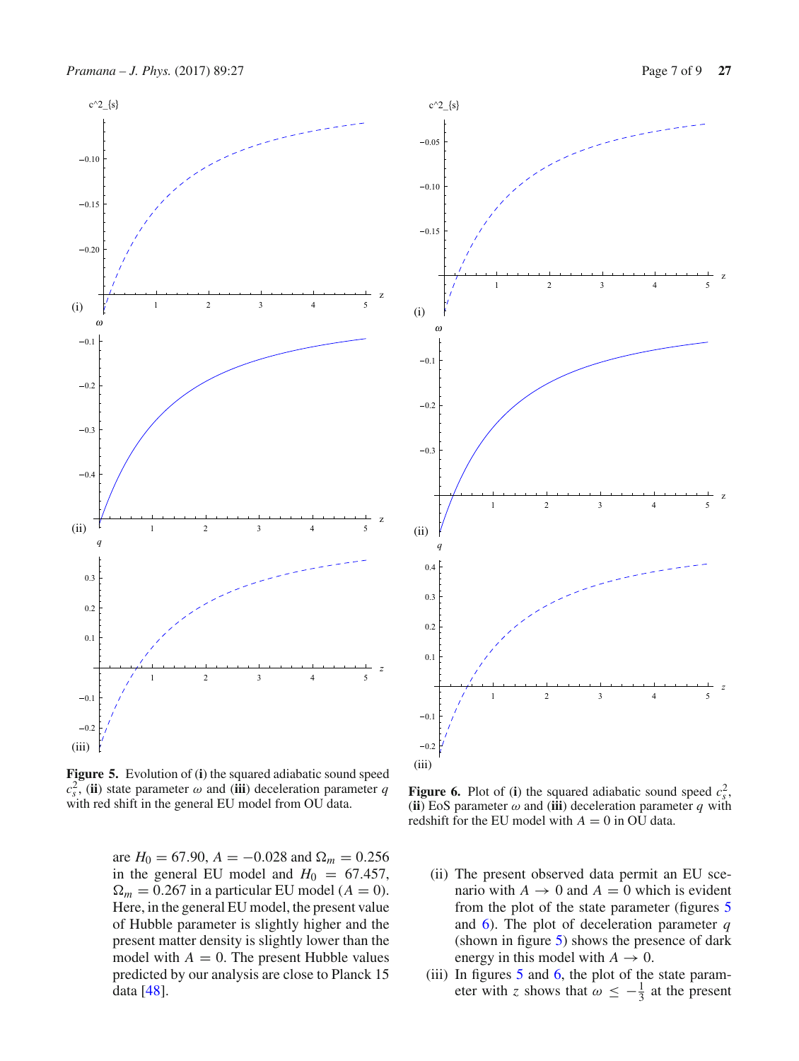**Figure 5.** Evolution of (**i**) the squared adiabatic sound speed $c_s^2$, (**ii**) state parameter $\omega$ and (**iii**) deceleration parameter $q$ with red shift in the general EU model from OU data.

**Figure 6.** Plot of (**i**) the squared adiabatic sound speed $c_s^2$, (**ii**) EoS parameter $\omega$ and (**iii**) deceleration parameter $q$ with redshift for the EU model with $A = 0$ in OU data.

are $H_0 = 67.90$, $A = -0.028$ and $\Omega_m = 0.256$ in the general EU model and $H_0 = 67.457$, $\Omega_m = 0.267$ in a particular EU model ($A = 0$). Here, in the general EU model, the present value of Hubble parameter is slightly higher and the present matter density is slightly lower than the model with $A = 0$. The present Hubble values predicted by our analysis are close to Planck 15 data [48].

(ii) The present observed data permit an EU scenario with $A \to 0$ and $A = 0$ which is evident from the plot of the state parameter (figures 5 and 6). The plot of deceleration parameter $q$ (shown in figure 5) shows the presence of dark energy in this model with $A \to 0$.

(iii) In figures 5 and 6, the plot of the state parameter with $z$ shows that $\omega \leq -\frac{1}{3}$ at the present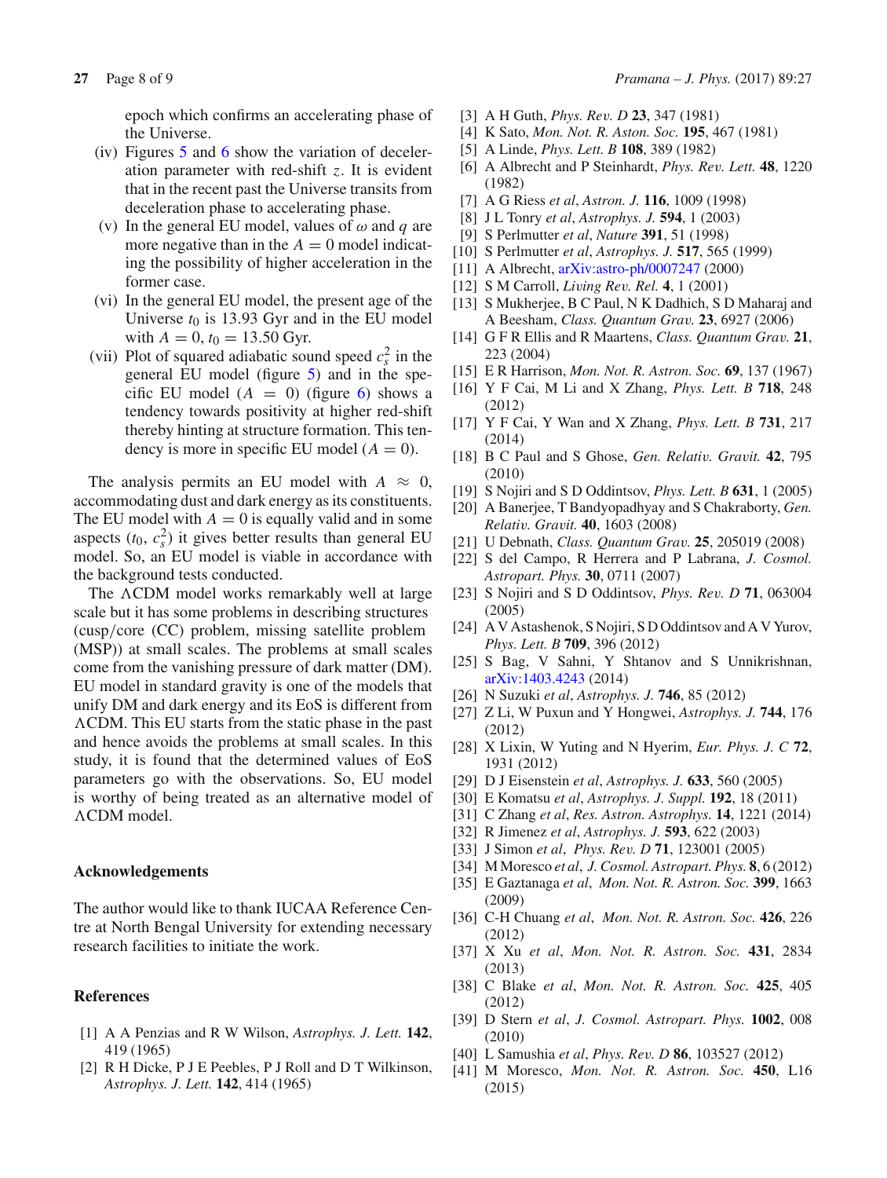epoch which confirms an accelerating phase of the Universe.

(iv) Figures 5 and 6 show the variation of deceleration parameter with red-shift $z$. It is evident that in the recent past the Universe transits from deceleration phase to accelerating phase.

(v) In the general EU model, values of $\omega$ and $q$ are more negative than in the $A = 0$ model indicating the possibility of higher acceleration in the former case.

(vi) In the general EU model, the present age of the Universe $t_0$ is 13.93 Gyr and in the EU model with $A = 0$, $t_0 = 13.50$ Gyr.

(vii) Plot of squared adiabatic sound speed $c_s^2$ in the general EU model (figure 5) and in the specific EU model ($A = 0$) (figure 6) shows a tendency towards positivity at higher red-shift thereby hinting at structure formation. This tendency is more in specific EU model ($A = 0$).

The analysis permits an EU model with $A \approx 0$, accommodating dust and dark energy as its constituents. The EU model with $A = 0$ is equally valid and in some aspects ($t_0$, $c_s^2$) it gives better results than general EU model. So, an EU model is viable in accordance with the background tests conducted.

The $\Lambda$CDM model works remarkably well at large scale but it has some problems in describing structures (cusp/core (CC) problem, missing satellite problem (MSP)) at small scales. The problems at small scales come from the vanishing pressure of dark matter (DM). EU model in standard gravity is one of the models that unify DM and dark energy and its EoS is different from $\Lambda$CDM. This EU starts from the static phase in the past and hence avoids the problems at small scales. In this study, it is found that the determined values of EoS parameters go with the observations. So, EU model is worthy of being treated as an alternative model of $\Lambda$CDM model.

## Acknowledgements

The author would like to thank IUCAA Reference Centre at North Bengal University for extending necessary research facilities to initiate the work.

## References

[1] A A Penzias and R W Wilson, *Astrophys. J. Lett.* **142**, 419 (1965)

[2] R H Dicke, P J E Peebles, P J Roll and D T Wilkinson, *Astrophys. J. Lett.* **142**, 414 (1965)

[3] A H Guth, *Phys. Rev. D* **23**, 347 (1981)

[4] K Sato, *Mon. Not. R. Aston. Soc.* **195**, 467 (1981)

[5] A Linde, *Phys. Lett. B* **108**, 389 (1982)

[6] A Albrecht and P Steinhardt, *Phys. Rev. Lett.* **48**, 1220 (1982)

[7] A G Riess *et al*, *Astron. J.* **116**, 1009 (1998)

[8] J L Tonry *et al*, *Astrophys. J.* **594**, 1 (2003)

[9] S Perlmutter *et al*, *Nature* **391**, 51 (1998)

[10] S Perlmutter *et al*, *Astrophys. J.* **517**, 565 (1999)

[11] A Albrecht, arXiv:astro-ph/0007247 (2000)

[12] S M Carroll, *Living Rev. Rel.* **4**, 1 (2001)

[13] S Mukherjee, B C Paul, N K Dadhich, S D Maharaj and A Beesham, *Class. Quantum Grav.* **23**, 6927 (2006)

[14] G F R Ellis and R Maartens, *Class. Quantum Grav.* **21**, 223 (2004)

[15] E R Harrison, *Mon. Not. R. Astron. Soc.* **69**, 137 (1967)

[16] Y F Cai, M Li and X Zhang, *Phys. Lett. B* **718**, 248 (2012)

[17] Y F Cai, Y Wan and X Zhang, *Phys. Lett. B* **731**, 217 (2014)

[18] B C Paul and S Ghose, *Gen. Relativ. Gravit.* **42**, 795 (2010)

[19] S Nojiri and S D Oddintsov, *Phys. Lett. B* **631**, 1 (2005)

[20] A Banerjee, T Bandyopadhyay and S Chakraborty, *Gen. Relativ. Gravit.* **40**, 1603 (2008)

[21] U Debnath, *Class. Quantum Grav.* **25**, 205019 (2008)

[22] S del Campo, R Herrera and P Labrana, *J. Cosmol. Astropart. Phys.* **30**, 0711 (2007)

[23] S Nojiri and S D Oddintsov, *Phys. Rev. D* **71**, 063004 (2005)

[24] A V Astashenok, S Nojiri, S D Oddintsov and A V Yurov, *Phys. Lett. B* **709**, 396 (2012)

[25] S Bag, V Sahni, Y Shtanov and S Unnikrishnan, arXiv:1403.4243 (2014)

[26] N Suzuki *et al*, *Astrophys. J.* **746**, 85 (2012)

[27] Z Li, W Puxun and Y Hongwei, *Astrophys. J.* **744**, 176 (2012)

[28] X Lixin, W Yuting and N Hyerim, *Eur. Phys. J. C* **72**, 1931 (2012)

[29] D J Eisenstein *et al*, *Astrophys. J.* **633**, 560 (2005)

[30] E Komatsu *et al*, *Astrophys. J. Suppl.* **192**, 18 (2011)

[31] C Zhang *et al*, *Res. Astron. Astrophys.* **14**, 1221 (2014)

[32] R Jimenez *et al*, *Astrophys. J.* **593**, 622 (2003)

[33] J Simon *et al*, *Phys. Rev. D* **71**, 123001 (2005)

[34] M Moresco *et al*, *J. Cosmol. Astropart. Phys.* **8**, 6 (2012)

[35] E Gaztanaga *et al*, *Mon. Not. R. Astron. Soc.* **399**, 1663 (2009)

[36] C-H Chuang *et al*, *Mon. Not. R. Astron. Soc.* **426**, 226 (2012)

[37] X Xu *et al*, *Mon. Not. R. Astron. Soc.* **431**, 2834 (2013)

[38] C Blake *et al*, *Mon. Not. R. Astron. Soc.* **425**, 405 (2012)

[39] D Stern *et al*, *J. Cosmol. Astropart. Phys.* **1002**, 008 (2010)

[40] L Samushia *et al*, *Phys. Rev. D* **86**, 103527 (2012)

[41] M Moresco, *Mon. Not. R. Astron. Soc.* **450**, L16 (2015)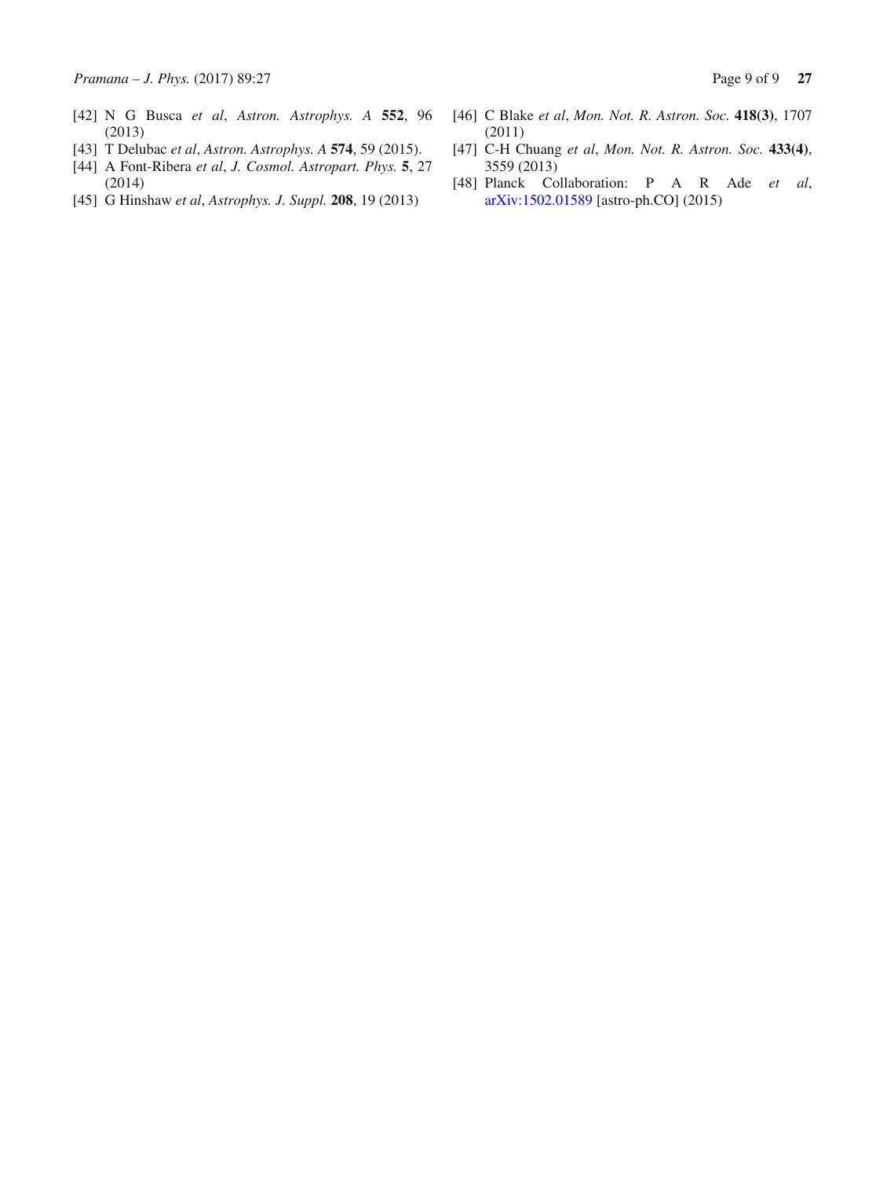[42] N G Busca *et al*, *Astron. Astrophys. A* **552**, 96 (2013)

[43] T Delubac *et al*, *Astron. Astrophys. A* **574**, 59 (2015).

[44] A Font-Ribera *et al*, *J. Cosmol. Astropart. Phys.* **5**, 27 (2014)

[45] G Hinshaw *et al*, *Astrophys. J. Suppl.* **208**, 19 (2013)

[46] C Blake *et al*, *Mon. Not. R. Astron. Soc.* **418(3)**, 1707 (2011)

[47] C-H Chuang *et al*, *Mon. Not. R. Astron. Soc.* **433(4)**, 3559 (2013)

[48] Planck Collaboration: P A R Ade *et al*, arXiv:1502.01589 [astro-ph.CO] (2015)